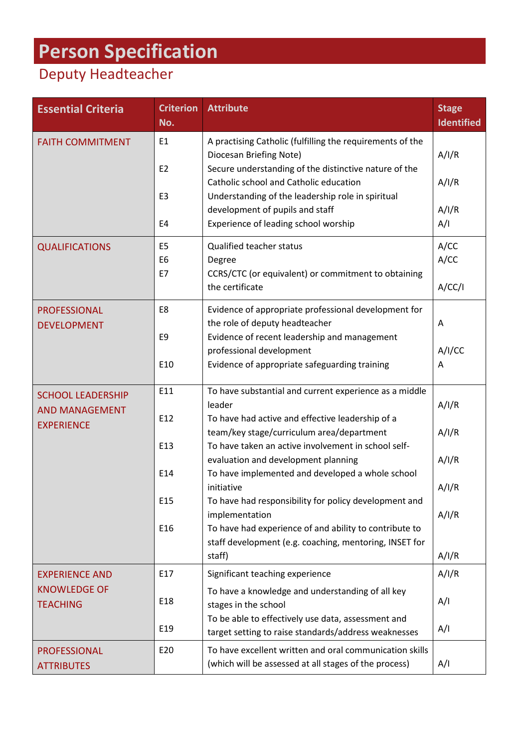# Person Specification

## Deputy Headteacher

| Essential Criteria | Criterion No. | Attribute | Stage Identified |
|---|---|---|---|
| FAITH COMMITMENT | E1 | A practising Catholic (fulfilling the requirements of the Diocesan Briefing Note) | A/I/R |
| | E2 | Secure understanding of the distinctive nature of the Catholic school and Catholic education | A/I/R |
| | E3 | Understanding of the leadership role in spiritual development of pupils and staff | A/I/R |
| | E4 | Experience of leading school worship | A/I |
| QUALIFICATIONS | E5 | Qualified teacher status | A/CC |
| | E6 | Degree | A/CC |
| | E7 | CCRS/CTC (or equivalent) or commitment to obtaining the certificate | A/CC/I |
| PROFESSIONAL DEVELOPMENT | E8 | Evidence of appropriate professional development for the role of deputy headteacher | A |
| | E9 | Evidence of recent leadership and management professional development | A/I/CC |
| | E10 | Evidence of appropriate safeguarding training | A |
| SCHOOL LEADERSHIP AND MANAGEMENT EXPERIENCE | E11 | To have substantial and current experience as a middle leader | A/I/R |
| | E12 | To have had active and effective leadership of a team/key stage/curriculum area/department | A/I/R |
| | E13 | To have taken an active involvement in school self-evaluation and development planning | A/I/R |
| | E14 | To have implemented and developed a whole school initiative | A/I/R |
| | E15 | To have had responsibility for policy development and implementation | A/I/R |
| | E16 | To have had experience of and ability to contribute to staff development (e.g. coaching, mentoring, INSET for staff) | A/I/R |
| EXPERIENCE AND KNOWLEDGE OF TEACHING | E17 | Significant teaching experience | A/I/R |
| | E18 | To have a knowledge and understanding of all key stages in the school | A/I |
| | E19 | To be able to effectively use data, assessment and target setting to raise standards/address weaknesses | A/I |
| PROFESSIONAL ATTRIBUTES | E20 | To have excellent written and oral communication skills (which will be assessed at all stages of the process) | A/I |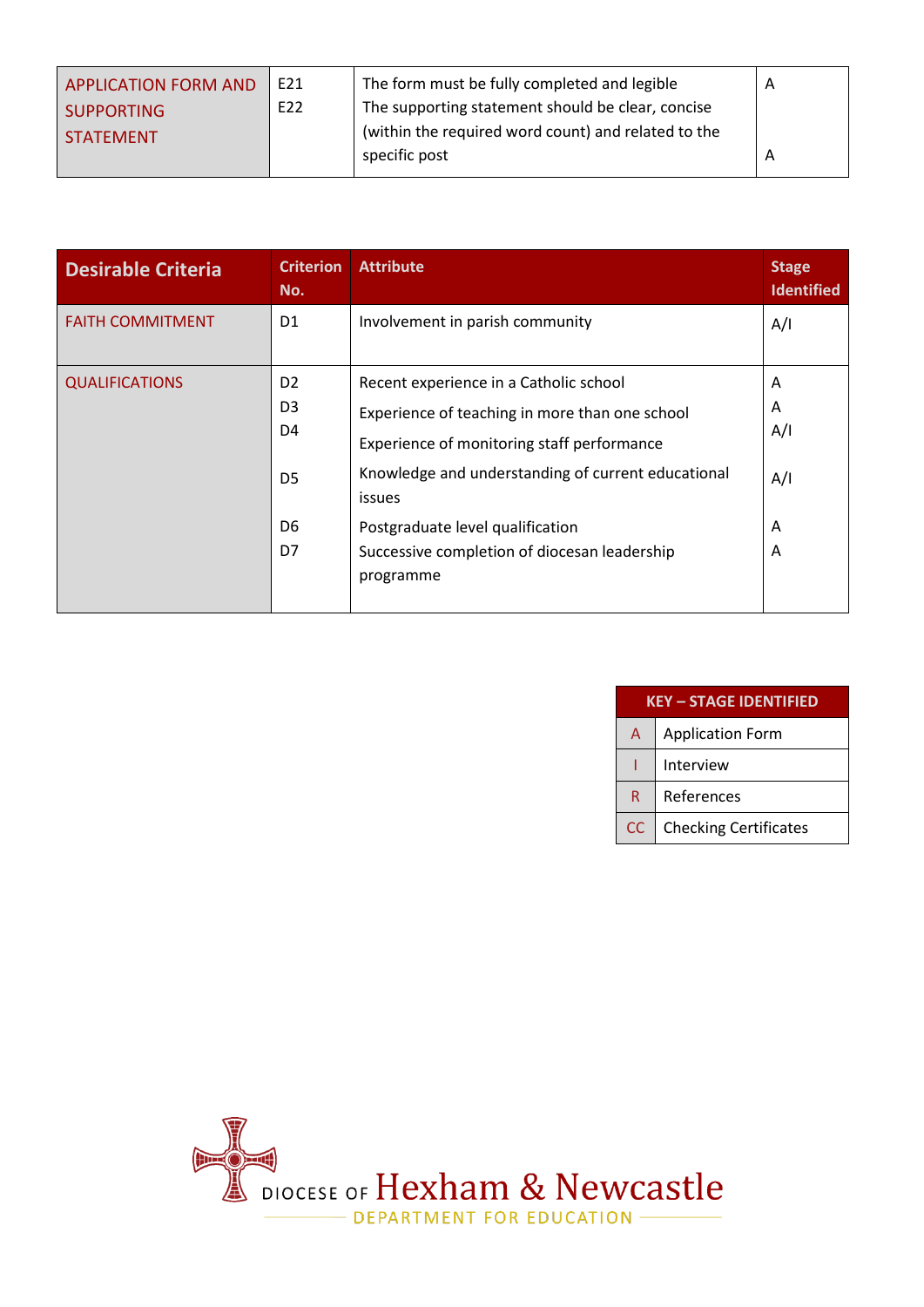| | | | |
|---|---|---|---|
| APPLICATION FORM AND SUPPORTING STATEMENT | E21<br>E22 | The form must be fully completed and legible<br>The supporting statement should be clear, concise (within the required word count) and related to the specific post | A<br><br>A |

| Desirable Criteria | Criterion No. | Attribute | Stage Identified |
|---|---|---|---|
| FAITH COMMITMENT | D1 | Involvement in parish community | A/I |
| QUALIFICATIONS | D2<br>D3<br>D4<br>D5<br>D6<br>D7 | Recent experience in a Catholic school<br>Experience of teaching in more than one school<br>Experience of monitoring staff performance<br>Knowledge and understanding of current educational issues<br>Postgraduate level qualification<br>Successive completion of diocesan leadership programme | A<br>A<br>A/I<br>A/I<br>A<br>A |

| KEY – STAGE IDENTIFIED | |
|---|---|
| A | Application Form |
| I | Interview |
| R | References |
| CC | Checking Certificates |

DIOCESE OF Hexham & Newcastle
DEPARTMENT FOR EDUCATION